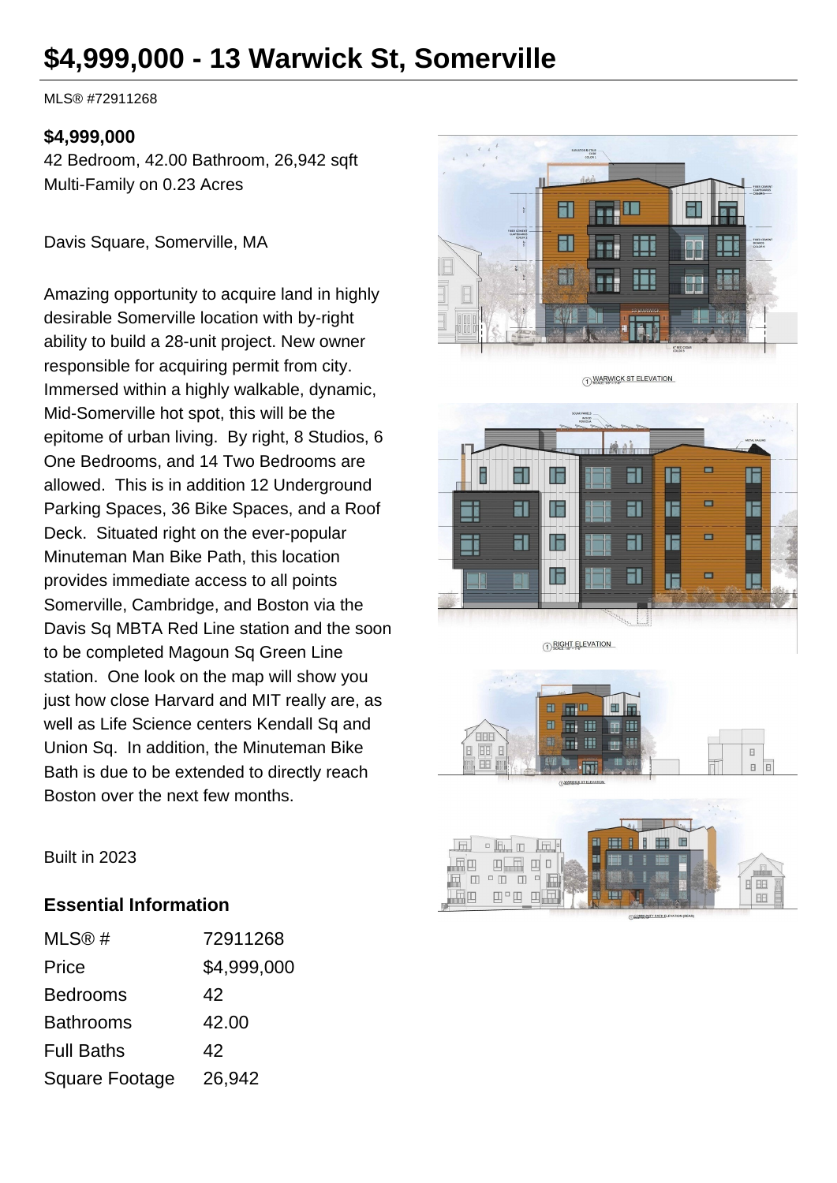# $4,999,000 - 13 Warwick St, Somerville

MLS® #72911268

**$4,999,000**

42 Bedroom, 42.00 Bathroom, 26,942 sqft

Multi-Family on 0.23 Acres

Davis Square, Somerville, MA

Amazing opportunity to acquire land in highly desirable Somerville location with by-right ability to build a 28-unit project. New owner responsible for acquiring permit from city. Immersed within a highly walkable, dynamic, Mid-Somerville hot spot, this will be the epitome of urban living. By right, 8 Studios, 6 One Bedrooms, and 14 Two Bedrooms are allowed. This is in addition 12 Underground Parking Spaces, 36 Bike Spaces, and a Roof Deck. Situated right on the ever-popular Minuteman Man Bike Path, this location provides immediate access to all points Somerville, Cambridge, and Boston via the Davis Sq MBTA Red Line station and the soon to be completed Magoun Sq Green Line station. One look on the map will show you just how close Harvard and MIT really are, as well as Life Science centers Kendall Sq and Union Sq. In addition, the Minuteman Bike Bath is due to be extended to directly reach Boston over the next few months.

Built in 2023

## Essential Information

| MLS® # | 72911268 |
|---|---|
| Price | $4,999,000 |
| Bedrooms | 42 |
| Bathrooms | 42.00 |
| Full Baths | 42 |
| Square Footage | 26,942 |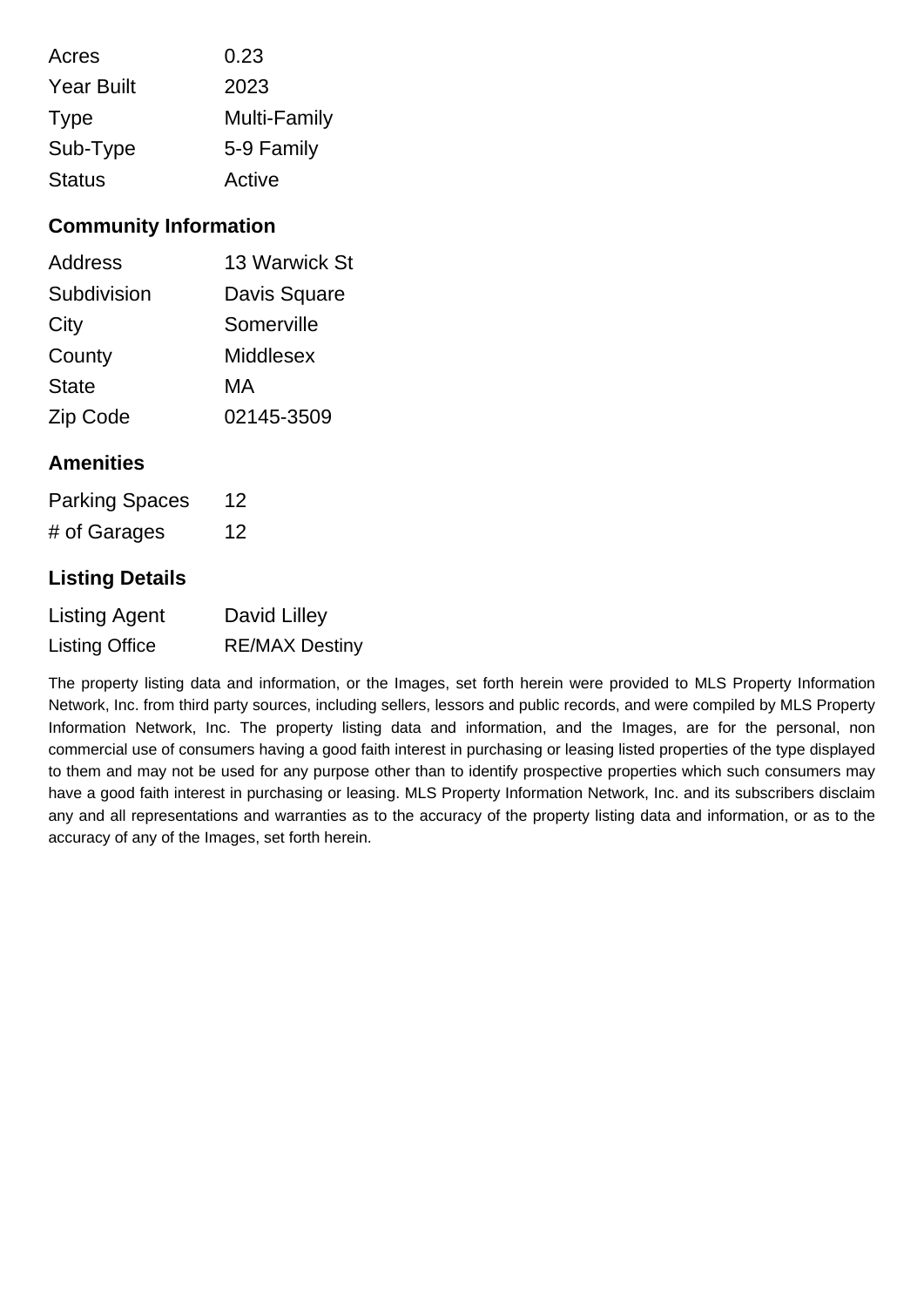| | |
|---|---|
| Acres | 0.23 |
| Year Built | 2023 |
| Type | Multi-Family |
| Sub-Type | 5-9 Family |
| Status | Active |

### Community Information

| | |
|---|---|
| Address | 13 Warwick St |
| Subdivision | Davis Square |
| City | Somerville |
| County | Middlesex |
| State | MA |
| Zip Code | 02145-3509 |

### Amenities

| | |
|---|---|
| Parking Spaces | 12 |
| # of Garages | 12 |

### Listing Details

| | |
|---|---|
| Listing Agent | David Lilley |
| Listing Office | RE/MAX Destiny |

The property listing data and information, or the Images, set forth herein were provided to MLS Property Information Network, Inc. from third party sources, including sellers, lessors and public records, and were compiled by MLS Property Information Network, Inc. The property listing data and information, and the Images, are for the personal, non commercial use of consumers having a good faith interest in purchasing or leasing listed properties of the type displayed to them and may not be used for any purpose other than to identify prospective properties which such consumers may have a good faith interest in purchasing or leasing. MLS Property Information Network, Inc. and its subscribers disclaim any and all representations and warranties as to the accuracy of the property listing data and information, or as to the accuracy of any of the Images, set forth herein.